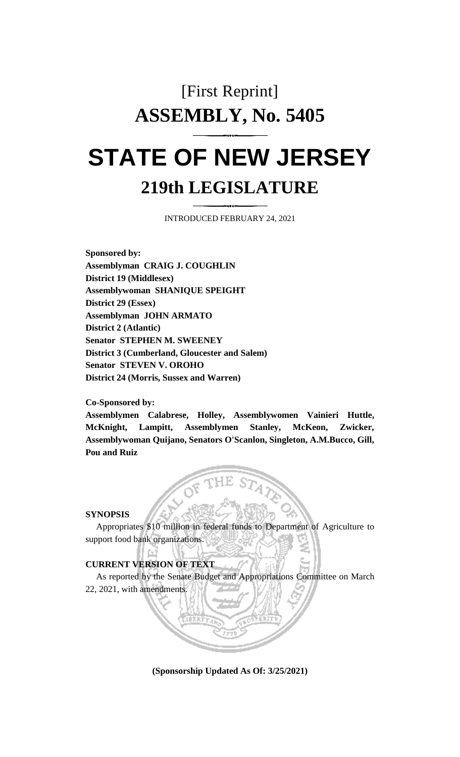# [First Reprint]
# ASSEMBLY, No. 5405

# STATE OF NEW JERSEY
## 219th LEGISLATURE

INTRODUCED FEBRUARY 24, 2021

**Sponsored by:**
**Assemblyman CRAIG J. COUGHLIN**
**District 19 (Middlesex)**
**Assemblywoman SHANIQUE SPEIGHT**
**District 29 (Essex)**
**Assemblyman JOHN ARMATO**
**District 2 (Atlantic)**
**Senator STEPHEN M. SWEENEY**
**District 3 (Cumberland, Gloucester and Salem)**
**Senator STEVEN V. OROHO**
**District 24 (Morris, Sussex and Warren)**

**Co-Sponsored by:**
**Assemblymen Calabrese, Holley, Assemblywomen Vainieri Huttle, McKnight, Lampitt, Assemblymen Stanley, McKeon, Zwicker, Assemblywoman Quijano, Senators O'Scanlon, Singleton, A.M.Bucco, Gill, Pou and Ruiz**

**SYNOPSIS**

Appropriates $10 million in federal funds to Department of Agriculture to support food bank organizations.

**CURRENT VERSION OF TEXT**

As reported by the Senate Budget and Appropriations Committee on March 22, 2021, with amendments.

**(Sponsorship Updated As Of: 3/25/2021)**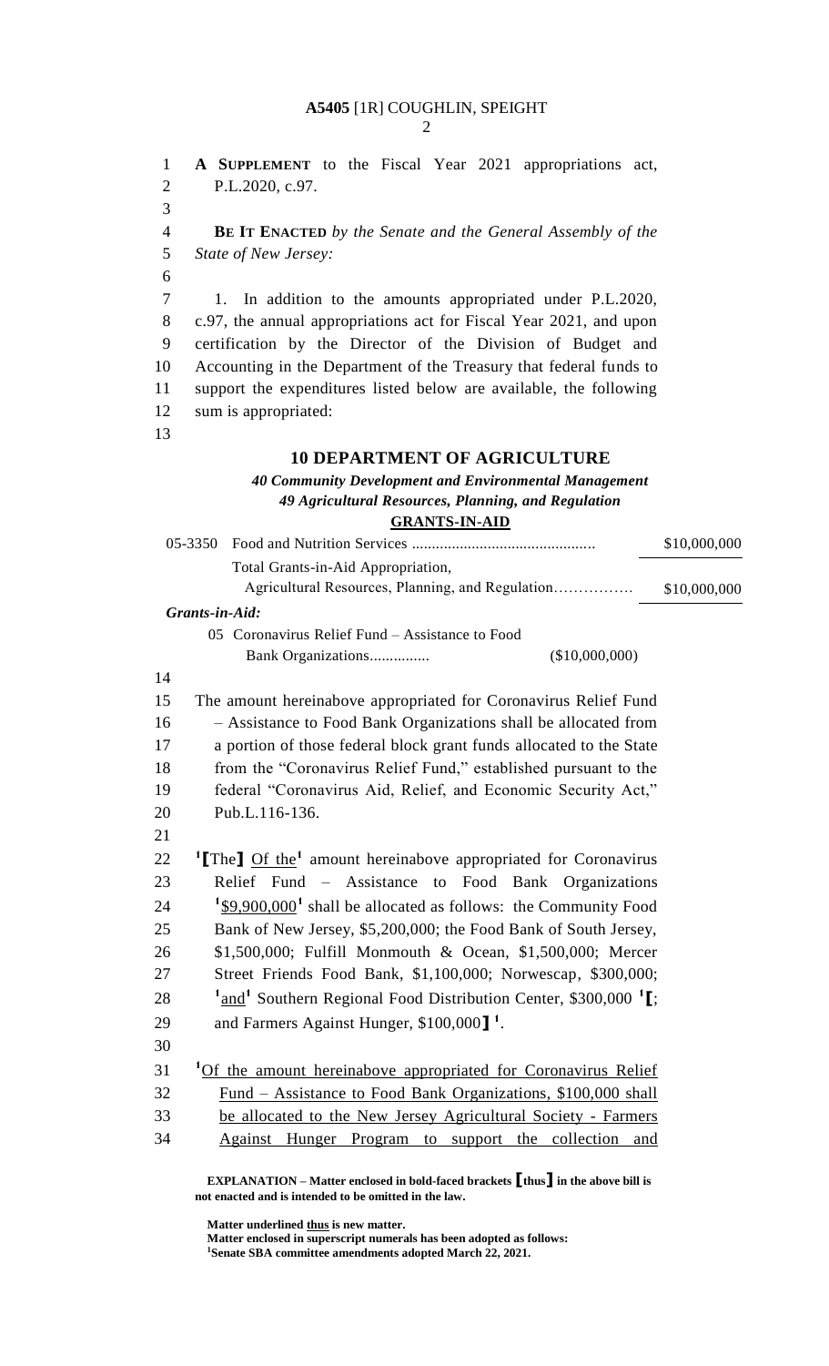A SUPPLEMENT to the Fiscal Year 2021 appropriations act, P.L.2020, c.97.

**BE IT ENACTED** *by the Senate and the General Assembly of the State of New Jersey:*

1. In addition to the amounts appropriated under P.L.2020, c.97, the annual appropriations act for Fiscal Year 2021, and upon certification by the Director of the Division of Budget and Accounting in the Department of the Treasury that federal funds to support the expenditures listed below are available, the following sum is appropriated:

### 10 DEPARTMENT OF AGRICULTURE

***40 Community Development and Environmental Management***

***49 Agricultural Resources, Planning, and Regulation***

**GRANTS-IN-AID**

| | | | |
|---|---|---|---|
| 05-3350 | Food and Nutrition Services ............................................. | | $10,000,000 |
| | Total Grants-in-Aid Appropriation, Agricultural Resources, Planning, and Regulation……………. | | $10,000,000 |

***Grants-in-Aid:***

| | | |
|---|---|---|
| 05 | Coronavirus Relief Fund – Assistance to Food Bank Organizations............... | ($10,000,000) |

The amount hereinabove appropriated for Coronavirus Relief Fund – Assistance to Food Bank Organizations shall be allocated from a portion of those federal block grant funds allocated to the State from the "Coronavirus Relief Fund," established pursuant to the federal "Coronavirus Aid, Relief, and Economic Security Act," Pub.L.116-136.

[1]**[**The**]** Of the[1] amount hereinabove appropriated for Coronavirus Relief Fund – Assistance to Food Bank Organizations [1]$9,900,000[1] shall be allocated as follows: the Community Food Bank of New Jersey, $5,200,000; the Food Bank of South Jersey, $1,500,000; Fulfill Monmouth & Ocean, $1,500,000; Mercer Street Friends Food Bank, $1,100,000; Norwescap, $300,000; [1]and[1] Southern Regional Food Distribution Center, $300,000 [1]**[**; and Farmers Against Hunger, $100,000**]** [1].

[1]Of the amount hereinabove appropriated for Coronavirus Relief Fund – Assistance to Food Bank Organizations, $100,000 shall be allocated to the New Jersey Agricultural Society - Farmers Against Hunger Program to support the collection and

**EXPLANATION – Matter enclosed in bold-faced brackets [thus] in the above bill is not enacted and is intended to be omitted in the law.**

**Matter underlined thus is new matter.**
**Matter enclosed in superscript numerals has been adopted as follows:**
**[1]Senate SBA committee amendments adopted March 22, 2021.**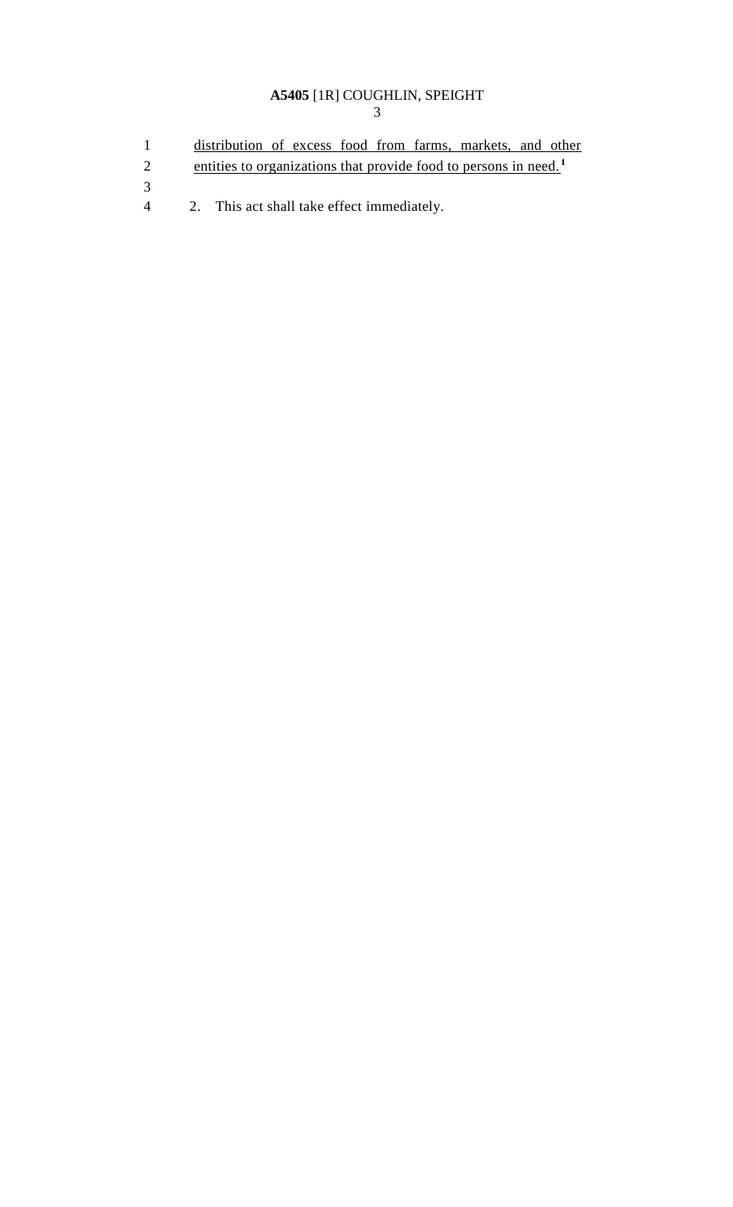distribution of excess food from farms, markets, and other entities to organizations that provide food to persons in need.[1]

2. This act shall take effect immediately.